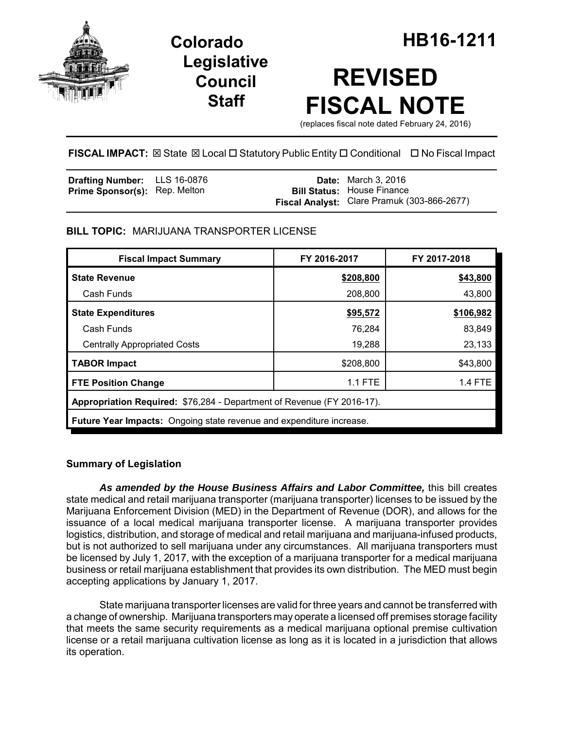# Colorado Legislative Council Staff

# HB16-1211

# REVISED FISCAL NOTE

(replaces fiscal note dated February 24, 2016)

**FISCAL IMPACT:** ☒ State ☒ Local ☐ Statutory Public Entity ☐ Conditional ☐ No Fiscal Impact

| | | | |
|---|---|---|---|
| **Drafting Number:** | LLS 16-0876 | **Date:** | March 3, 2016 |
| **Prime Sponsor(s):** | Rep. Melton | **Bill Status:** | House Finance |
| | | **Fiscal Analyst:** | Clare Pramuk (303-866-2677) |

**BILL TOPIC:** MARIJUANA TRANSPORTER LICENSE

| Fiscal Impact Summary | FY 2016-2017 | FY 2017-2018 |
|---|---|---|
| **State Revenue** | **$208,800** | **$43,800** |
| Cash Funds | 208,800 | 43,800 |
| **State Expenditures** | **$95,572** | **$106,982** |
| Cash Funds | 76,284 | 83,849 |
| Centrally Appropriated Costs | 19,288 | 23,133 |
| **TABOR Impact** | $208,800 | $43,800 |
| **FTE Position Change** | 1.1 FTE | 1.4 FTE |
| **Appropriation Required:** $76,284 - Department of Revenue (FY 2016-17). | | |
| **Future Year Impacts:** Ongoing state revenue and expenditure increase. | | |

## Summary of Legislation

***As amended by the House Business Affairs and Labor Committee,*** this bill creates state medical and retail marijuana transporter (marijuana transporter) licenses to be issued by the Marijuana Enforcement Division (MED) in the Department of Revenue (DOR), and allows for the issuance of a local medical marijuana transporter license. A marijuana transporter provides logistics, distribution, and storage of medical and retail marijuana and marijuana-infused products, but is not authorized to sell marijuana under any circumstances. All marijuana transporters must be licensed by July 1, 2017, with the exception of a marijuana transporter for a medical marijuana business or retail marijuana establishment that provides its own distribution. The MED must begin accepting applications by January 1, 2017.

State marijuana transporter licenses are valid for three years and cannot be transferred with a change of ownership. Marijuana transporters may operate a licensed off premises storage facility that meets the same security requirements as a medical marijuana optional premise cultivation license or a retail marijuana cultivation license as long as it is located in a jurisdiction that allows its operation.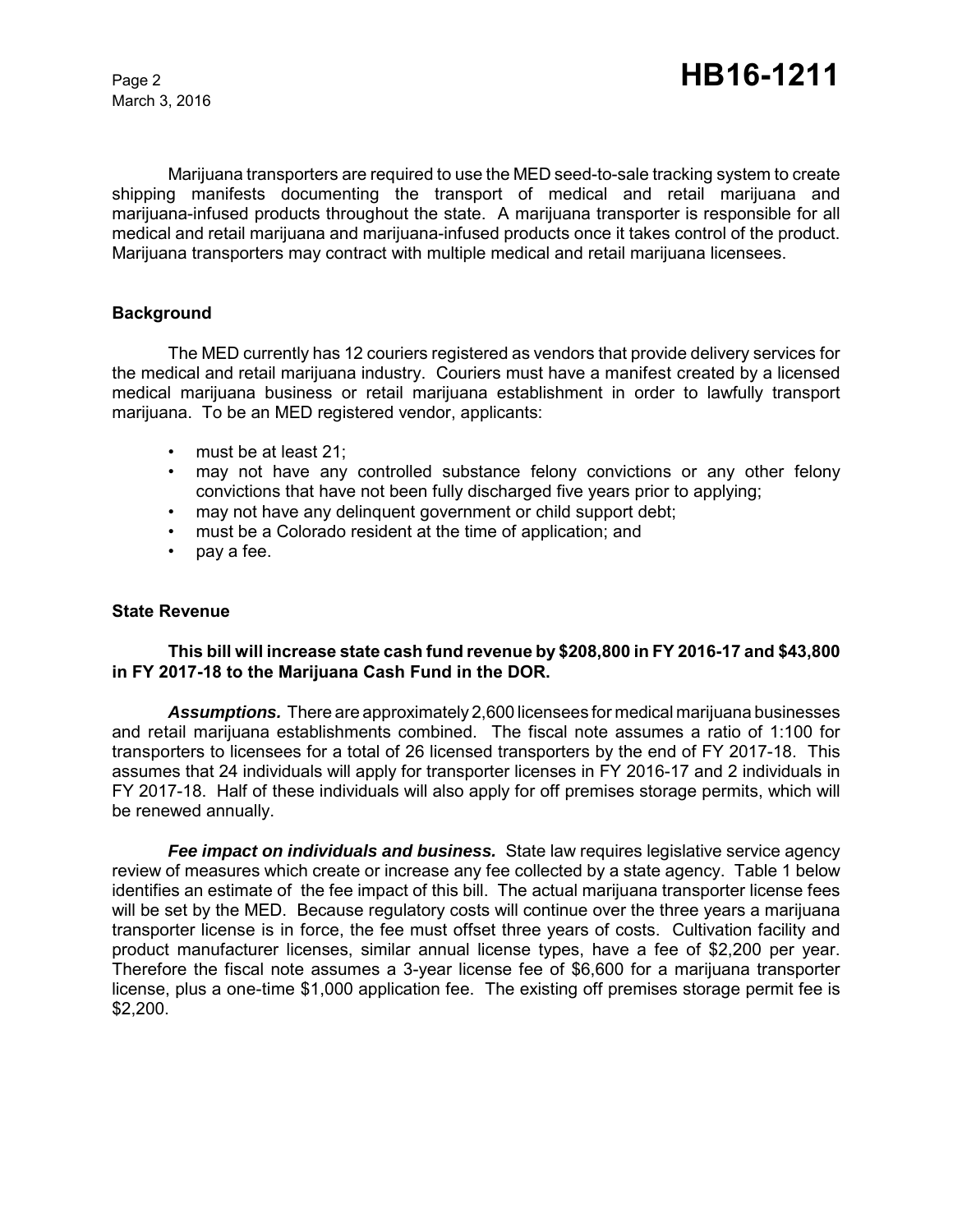Marijuana transporters are required to use the MED seed-to-sale tracking system to create shipping manifests documenting the transport of medical and retail marijuana and marijuana-infused products throughout the state. A marijuana transporter is responsible for all medical and retail marijuana and marijuana-infused products once it takes control of the product. Marijuana transporters may contract with multiple medical and retail marijuana licensees.

## Background

The MED currently has 12 couriers registered as vendors that provide delivery services for the medical and retail marijuana industry. Couriers must have a manifest created by a licensed medical marijuana business or retail marijuana establishment in order to lawfully transport marijuana. To be an MED registered vendor, applicants:

- must be at least 21;
- may not have any controlled substance felony convictions or any other felony convictions that have not been fully discharged five years prior to applying;
- may not have any delinquent government or child support debt;
- must be a Colorado resident at the time of application; and
- pay a fee.

## State Revenue

**This bill will increase state cash fund revenue by $208,800 in FY 2016-17 and $43,800 in FY 2017-18 to the Marijuana Cash Fund in the DOR.**

***Assumptions.*** There are approximately 2,600 licensees for medical marijuana businesses and retail marijuana establishments combined. The fiscal note assumes a ratio of 1:100 for transporters to licensees for a total of 26 licensed transporters by the end of FY 2017-18. This assumes that 24 individuals will apply for transporter licenses in FY 2016-17 and 2 individuals in FY 2017-18. Half of these individuals will also apply for off premises storage permits, which will be renewed annually.

***Fee impact on individuals and business.*** State law requires legislative service agency review of measures which create or increase any fee collected by a state agency. Table 1 below identifies an estimate of the fee impact of this bill. The actual marijuana transporter license fees will be set by the MED. Because regulatory costs will continue over the three years a marijuana transporter license is in force, the fee must offset three years of costs. Cultivation facility and product manufacturer licenses, similar annual license types, have a fee of $2,200 per year. Therefore the fiscal note assumes a 3-year license fee of $6,600 for a marijuana transporter license, plus a one-time $1,000 application fee. The existing off premises storage permit fee is $2,200.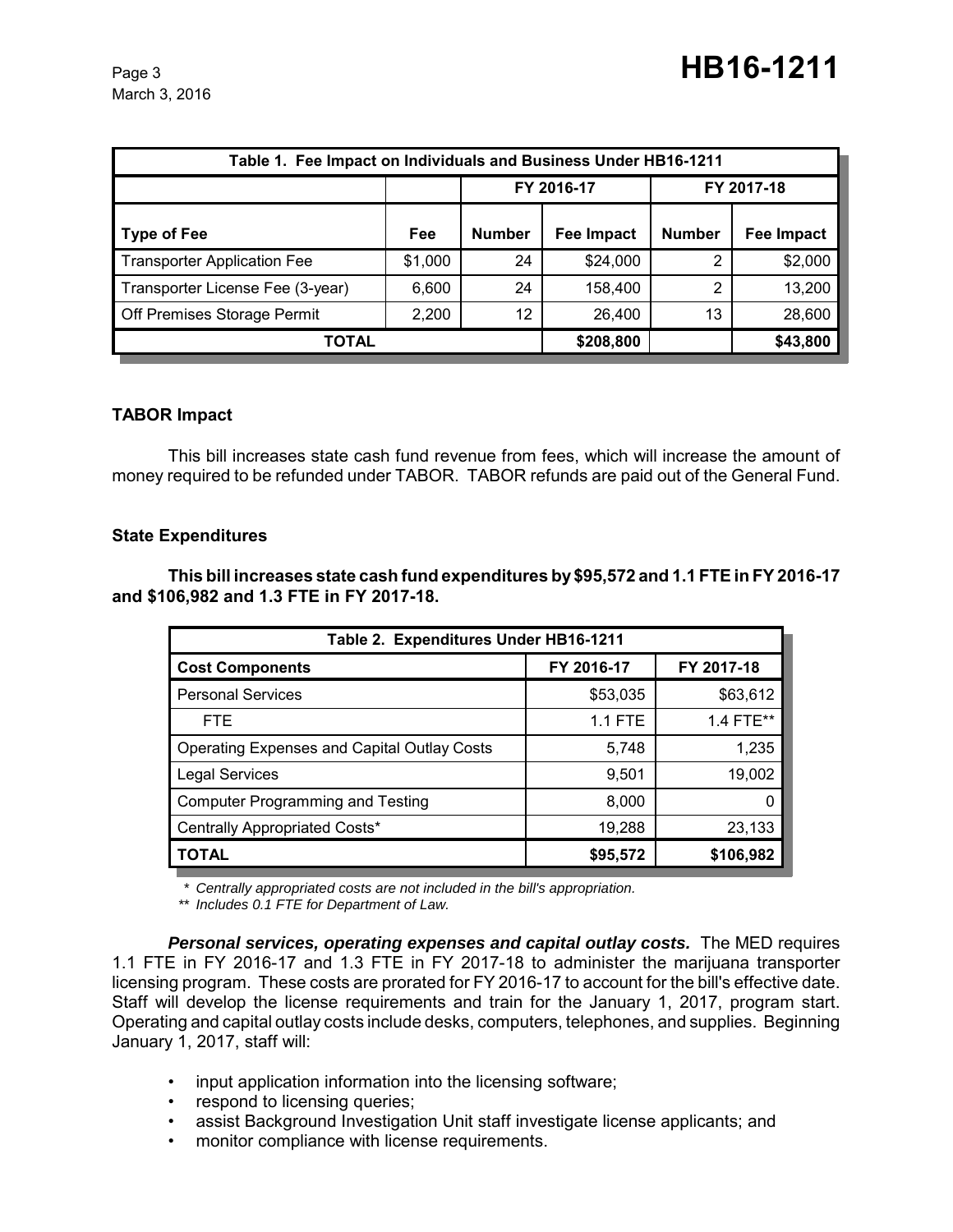| Table 1. Fee Impact on Individuals and Business Under HB16-1211 | | | | | |
|---|---|---|---|---|---|
| | | FY 2016-17 | | FY 2017-18 | |
| **Type of Fee** | **Fee** | **Number** | **Fee Impact** | **Number** | **Fee Impact** |
| Transporter Application Fee | $1,000 | 24 | $24,000 | 2 | $2,000 |
| Transporter License Fee (3-year) | 6,600 | 24 | 158,400 | 2 | 13,200 |
| Off Premises Storage Permit | 2,200 | 12 | 26,400 | 13 | 28,600 |
| **TOTAL** | | | **$208,800** | | **$43,800** |

### TABOR Impact

This bill increases state cash fund revenue from fees, which will increase the amount of money required to be refunded under TABOR. TABOR refunds are paid out of the General Fund.

### State Expenditures

**This bill increases state cash fund expenditures by $95,572 and 1.1 FTE in FY 2016-17 and $106,982 and 1.3 FTE in FY 2017-18.**

| Table 2. Expenditures Under HB16-1211 | | |
|---|---|---|
| **Cost Components** | **FY 2016-17** | **FY 2017-18** |
| Personal Services | $53,035 | $63,612 |
| FTE | 1.1 FTE | 1.4 FTE** |
| Operating Expenses and Capital Outlay Costs | 5,748 | 1,235 |
| Legal Services | 9,501 | 19,002 |
| Computer Programming and Testing | 8,000 | 0 |
| Centrally Appropriated Costs* | 19,288 | 23,133 |
| **TOTAL** | **$95,572** | **$106,982** |

*\* Centrally appropriated costs are not included in the bill's appropriation.*

*\*\* Includes 0.1 FTE for Department of Law.*

***Personal services, operating expenses and capital outlay costs.*** The MED requires 1.1 FTE in FY 2016-17 and 1.3 FTE in FY 2017-18 to administer the marijuana transporter licensing program. These costs are prorated for FY 2016-17 to account for the bill's effective date. Staff will develop the license requirements and train for the January 1, 2017, program start. Operating and capital outlay costs include desks, computers, telephones, and supplies. Beginning January 1, 2017, staff will:

- input application information into the licensing software;
- respond to licensing queries;
- assist Background Investigation Unit staff investigate license applicants; and
- monitor compliance with license requirements.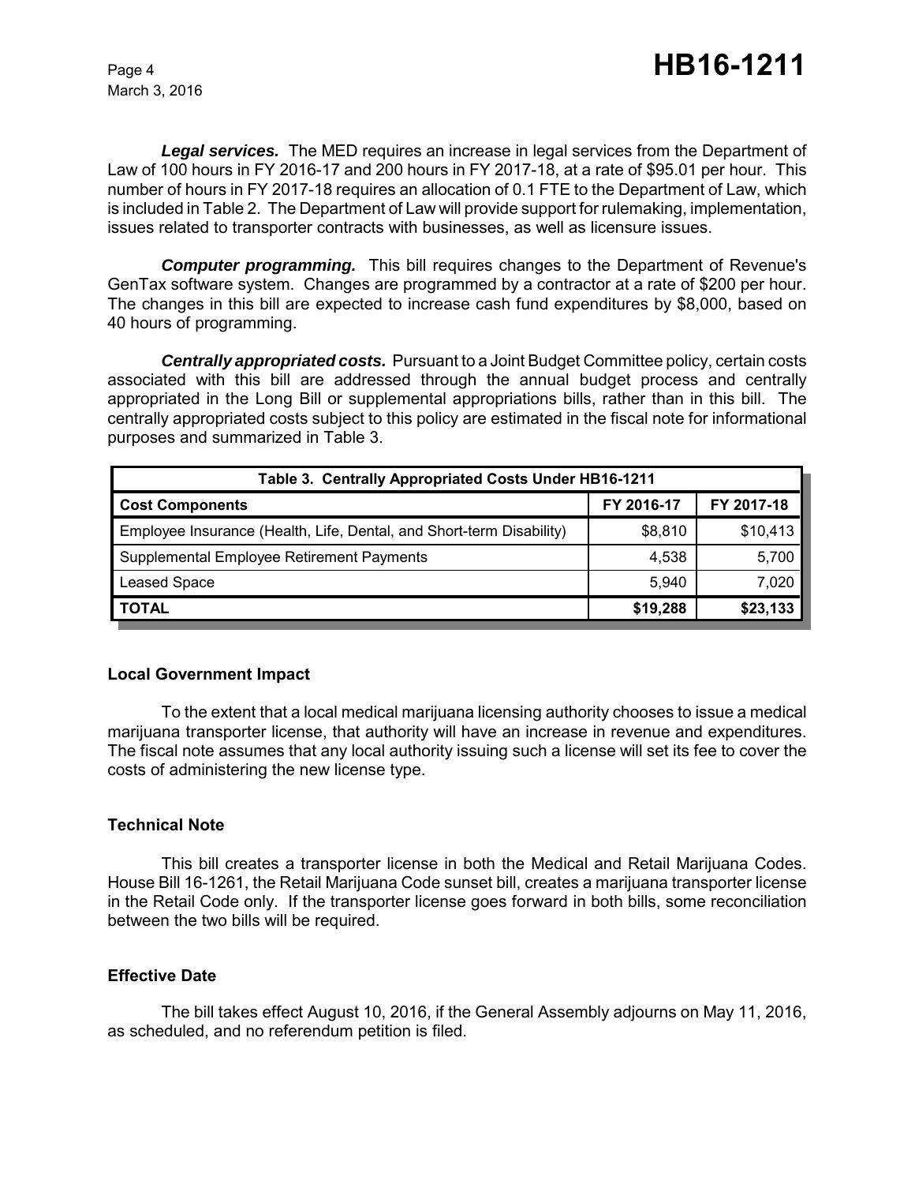***Legal services.*** The MED requires an increase in legal services from the Department of Law of 100 hours in FY 2016-17 and 200 hours in FY 2017-18, at a rate of $95.01 per hour. This number of hours in FY 2017-18 requires an allocation of 0.1 FTE to the Department of Law, which is included in Table 2. The Department of Law will provide support for rulemaking, implementation, issues related to transporter contracts with businesses, as well as licensure issues.

***Computer programming.*** This bill requires changes to the Department of Revenue's GenTax software system. Changes are programmed by a contractor at a rate of $200 per hour. The changes in this bill are expected to increase cash fund expenditures by $8,000, based on 40 hours of programming.

***Centrally appropriated costs.*** Pursuant to a Joint Budget Committee policy, certain costs associated with this bill are addressed through the annual budget process and centrally appropriated in the Long Bill or supplemental appropriations bills, rather than in this bill. The centrally appropriated costs subject to this policy are estimated in the fiscal note for informational purposes and summarized in Table 3.

| Table 3. Centrally Appropriated Costs Under HB16-1211 | | |
|---|---|---|
| **Cost Components** | **FY 2016-17** | **FY 2017-18** |
| Employee Insurance (Health, Life, Dental, and Short-term Disability) | $8,810 | $10,413 |
| Supplemental Employee Retirement Payments | 4,538 | 5,700 |
| Leased Space | 5,940 | 7,020 |
| **TOTAL** | **$19,288** | **$23,133** |

**Local Government Impact**

To the extent that a local medical marijuana licensing authority chooses to issue a medical marijuana transporter license, that authority will have an increase in revenue and expenditures. The fiscal note assumes that any local authority issuing such a license will set its fee to cover the costs of administering the new license type.

**Technical Note**

This bill creates a transporter license in both the Medical and Retail Marijuana Codes. House Bill 16-1261, the Retail Marijuana Code sunset bill, creates a marijuana transporter license in the Retail Code only. If the transporter license goes forward in both bills, some reconciliation between the two bills will be required.

**Effective Date**

The bill takes effect August 10, 2016, if the General Assembly adjourns on May 11, 2016, as scheduled, and no referendum petition is filed.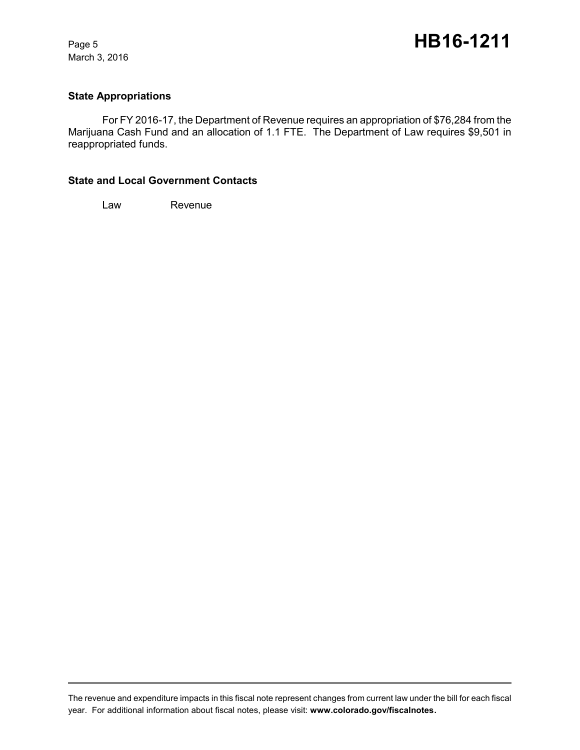### State Appropriations

For FY 2016-17, the Department of Revenue requires an appropriation of $76,284 from the Marijuana Cash Fund and an allocation of 1.1 FTE. The Department of Law requires $9,501 in reappropriated funds.

### State and Local Government Contacts

Law Revenue

The revenue and expenditure impacts in this fiscal note represent changes from current law under the bill for each fiscal year. For additional information about fiscal notes, please visit: **www.colorado.gov/fiscalnotes.**